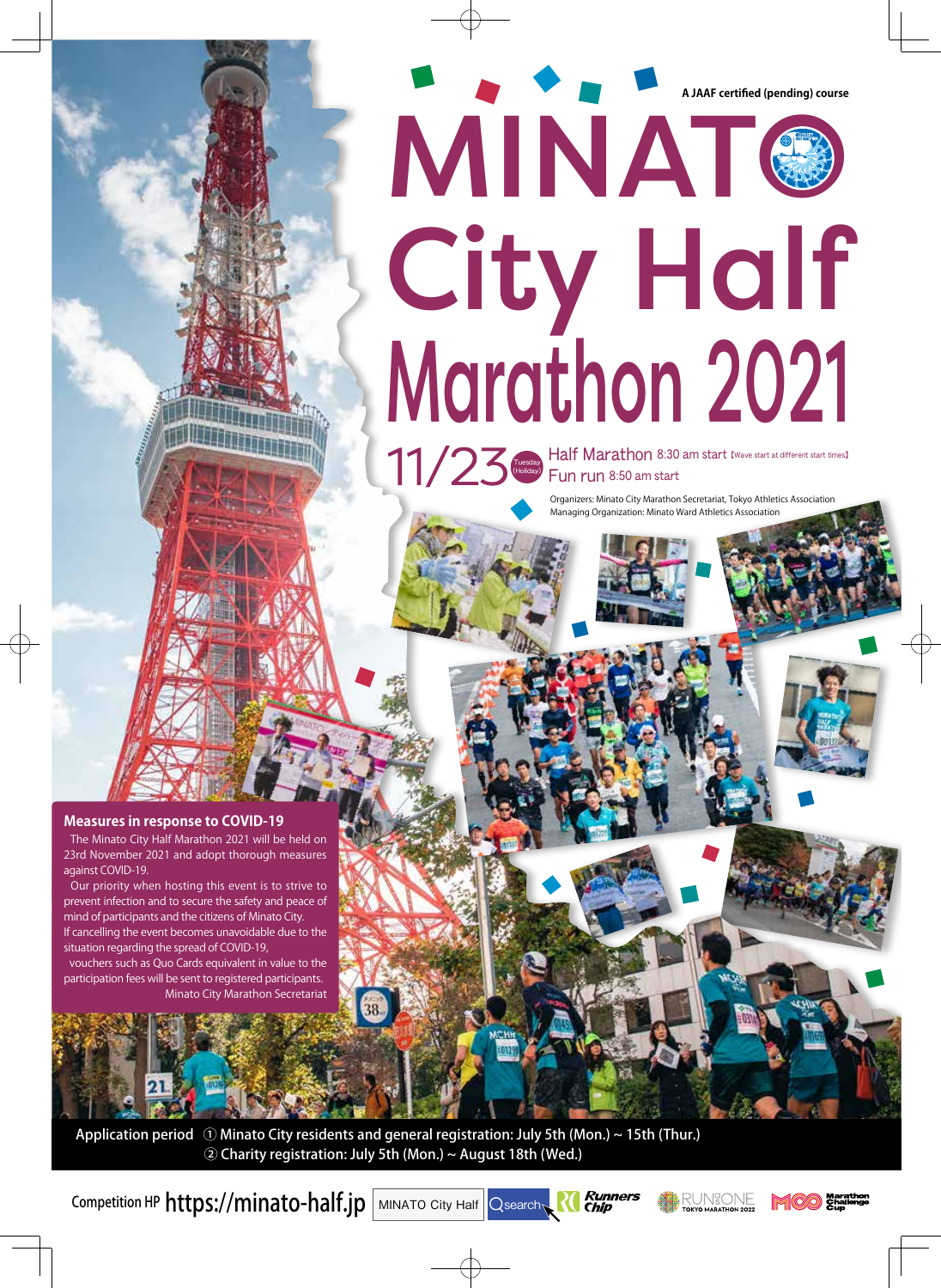A JAAF certified (pending) course

# MINATO City Half Marathon 2021

11/23 Tuesday (Holiday)

Half Marathon 8:30 am start 【Wave start at different start times】

Fun run 8:50 am start

Organizers: Minato City Marathon Secretariat, Tokyo Athletics Association
Managing Organization: Minato Ward Athletics Association

## Measures in response to COVID-19

The Minato City Half Marathon 2021 will be held on 23rd November 2021 and adopt thorough measures against COVID-19.

Our priority when hosting this event is to strive to prevent infection and to secure the safety and peace of mind of participants and the citizens of Minato City.
If cancelling the event becomes unavoidable due to the situation regarding the spread of COVID-19, vouchers such as Quo Cards equivalent in value to the participation fees will be sent to registered participants.

Minato City Marathon Secretariat

**Application period** ① Minato City residents and general registration: July 5th (Mon.) ~ 15th (Thur.)
② Charity registration: July 5th (Mon.) ~ August 18th (Wed.)

Competition HP https://minato-half.jp MINATO City Half Qsearch

Runners Chip RUN as ONE TOKYO MARATHON 2022 Marathon Challenge Cup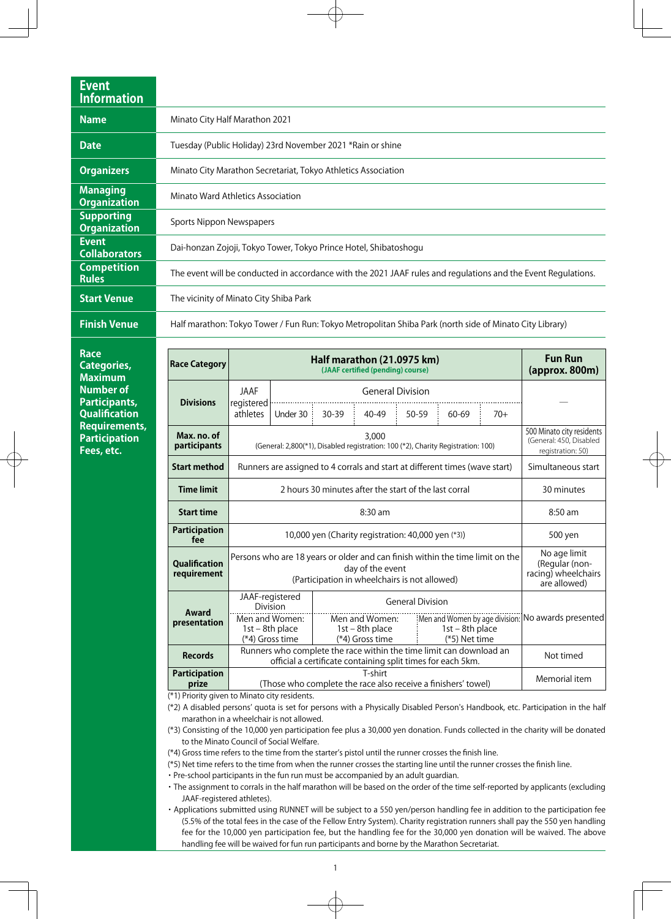# Event Information

| | |
|---|---|
| **Name** | Minato City Half Marathon 2021 |
| **Date** | Tuesday (Public Holiday) 23rd November 2021 *Rain or shine |
| **Organizers** | Minato City Marathon Secretariat, Tokyo Athletics Association |
| **Managing Organization** | Minato Ward Athletics Association |
| **Supporting Organization** | Sports Nippon Newspapers |
| **Event Collaborators** | Dai-honzan Zojoji, Tokyo Tower, Tokyo Prince Hotel, Shibatoshogu |
| **Competition Rules** | The event will be conducted in accordance with the 2021 JAAF rules and regulations and the Event Regulations. |
| **Start Venue** | The vicinity of Minato City Shiba Park |
| **Finish Venue** | Half marathon: Tokyo Tower / Fun Run: Tokyo Metropolitan Shiba Park (north side of Minato City Library) |

## Race Categories, Maximum Number of Participants, Qualification Requirements, Participation Fees, etc.

| Race Category | Half marathon (21.0975 km) (JAAF certified (pending) course) | | | | | | | Fun Run (approx. 800m) |
|---|---|---|---|---|---|---|---|---|
| **Divisions** | JAAF registered athletes | General Division | | | | | | — |
| | | Under 30 | 30-39 | 40-49 | 50-59 | 60-69 | 70+ | |
| **Max. no. of participants** | 3,000 (General: 2,800(*1), Disabled registration: 100 (*2), Charity Registration: 100) | | | | | | | 500 Minato city residents (General: 450, Disabled registration: 50) |
| **Start method** | Runners are assigned to 4 corrals and start at different times (wave start) | | | | | | | Simultaneous start |
| **Time limit** | 2 hours 30 minutes after the start of the last corral | | | | | | | 30 minutes |
| **Start time** | 8:30 am | | | | | | | 8:50 am |
| **Participation fee** | 10,000 yen (Charity registration: 40,000 yen (*3)) | | | | | | | 500 yen |
| **Qualification requirement** | Persons who are 18 years or older and can finish within the time limit on the day of the event (Participation in wheelchairs is not allowed) | | | | | | | No age limit (Regular (non-racing) wheelchairs are allowed) |
| **Award presentation** | JAAF-registered Division | General Division | | | | | | No awards presented |
| | Men and Women: 1st – 8th place (*4) Gross time | Men and Women: 1st – 8th place (*4) Gross time | | | Men and Women by age division: 1st – 8th place (*5) Net time | | | |
| **Records** | Runners who complete the race within the time limit can download an official a certificate containing split times for each 5km. | | | | | | | Not timed |
| **Participation prize** | T-shirt (Those who complete the race also receive a finishers' towel) | | | | | | | Memorial item |

(*1) Priority given to Minato city residents.

(*2) A disabled persons' quota is set for persons with a Physically Disabled Person's Handbook, etc. Participation in the half marathon in a wheelchair is not allowed.

(*3) Consisting of the 10,000 yen participation fee plus a 30,000 yen donation. Funds collected in the charity will be donated to the Minato Council of Social Welfare.

(*4) Gross time refers to the time from the starter's pistol until the runner crosses the finish line.

(*5) Net time refers to the time from when the runner crosses the starting line until the runner crosses the finish line.

- Pre-school participants in the fun run must be accompanied by an adult guardian.
- The assignment to corrals in the half marathon will be based on the order of the time self-reported by applicants (excluding JAAF-registered athletes).
- Applications submitted using RUNNET will be subject to a 550 yen/person handling fee in addition to the participation fee (5.5% of the total fees in the case of the Fellow Entry System). Charity registration runners shall pay the 550 yen handling fee for the 10,000 yen participation fee, but the handling fee for the 30,000 yen donation will be waived. The above handling fee will be waived for fun run participants and borne by the Marathon Secretariat.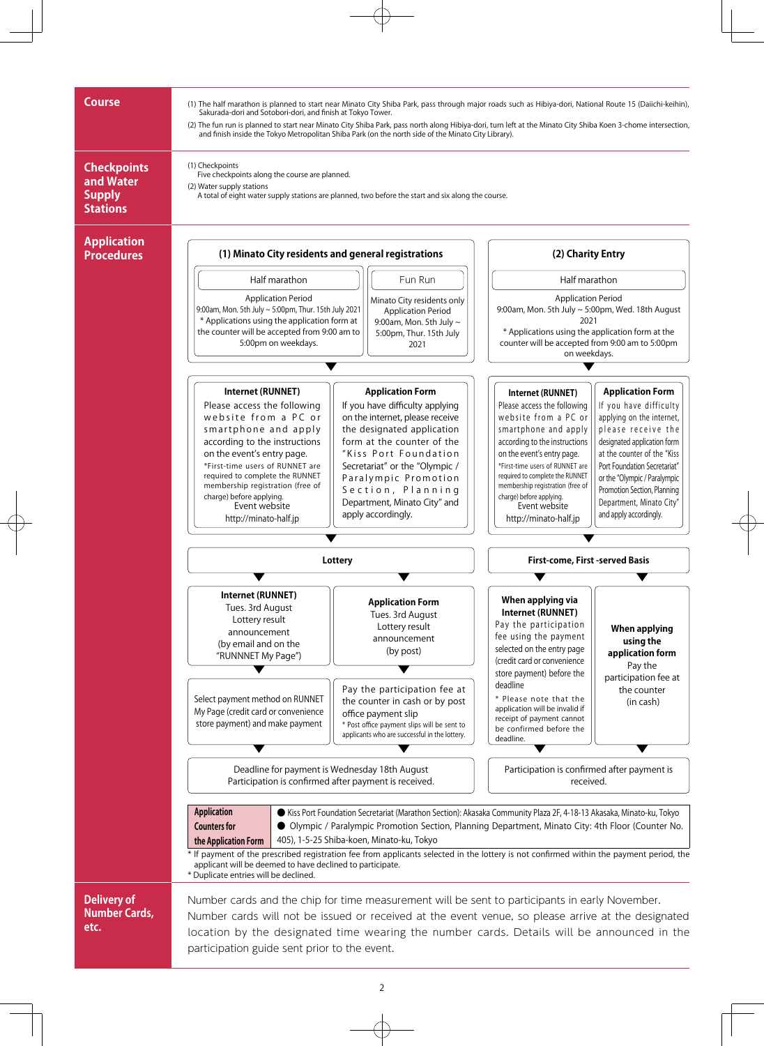## Course

(1) The half marathon is planned to start near Minato City Shiba Park, pass through major roads such as Hibiya-dori, National Route 15 (Daiichi-keihin), Sakurada-dori and Sotobori-dori, and finish at Tokyo Tower.

(2) The fun run is planned to start near Minato City Shiba Park, pass north along Hibiya-dori, turn left at the Minato City Shiba Koen 3-chome intersection, and finish inside the Tokyo Metropolitan Shiba Park (on the north side of the Minato City Library).

## Checkpoints and Water Supply Stations

(1) Checkpoints
Five checkpoints along the course are planned.

(2) Water supply stations
A total of eight water supply stations are planned, two before the start and six along the course.

## Application Procedures

### (1) Minato City residents and general registrations

**Half marathon**

Application Period
9:00am, Mon. 5th July ~ 5:00pm, Thur. 15th July 2021
* Applications using the application form at the counter will be accepted from 9:00 am to 5:00pm on weekdays.

**Fun Run**

Minato City residents only
Application Period
9:00am, Mon. 5th July ~ 5:00pm, Thur. 15th July 2021

**Internet (RUNNET)**
Please access the following website from a PC or smartphone and apply according to the instructions on the event's entry page.
*First-time users of RUNNET are required to complete the RUNNET membership registration (free of charge) before applying.
Event website
http://minato-half.jp

**Application Form**
If you have difficulty applying on the internet, please receive the designated application form at the counter of the "Kiss Port Foundation Secretariat" or the "Olympic / Paralympic Promotion Section, Planning Department, Minato City" and apply accordingly.

**Lottery**

- **Internet (RUNNET)**: Tues. 3rd August Lottery result announcement (by email and on the "RUNNNET My Page")
  → Select payment method on RUNNET My Page (credit card or convenience store payment) and make payment
- **Application Form**: Tues. 3rd August Lottery result announcement (by post)
  → Pay the participation fee at the counter in cash or by post office payment slip
  * Post office payment slips will be sent to applicants who are successful in the lottery.

Deadline for payment is Wednesday 18th August
Participation is confirmed after payment is received.

### (2) Charity Entry

**Half marathon**

Application Period
9:00am, Mon. 5th July ~ 5:00pm, Wed. 18th August 2021
* Applications using the application form at the counter will be accepted from 9:00 am to 5:00pm on weekdays.

**Internet (RUNNET)**
Please access the following website from a PC or smartphone and apply according to the instructions on the event's entry page.
*First-time users of RUNNET are required to complete the RUNNET membership registration (free of charge) before applying.
Event website
http://minato-half.jp

**Application Form**
If you have difficulty applying on the internet, please receive the designated application form at the counter of the "Kiss Port Foundation Secretariat" or the "Olympic / Paralympic Promotion Section, Planning Department, Minato City" and apply accordingly.

**First-come, First -served Basis**

- **When applying via Internet (RUNNET)**: Pay the participation fee using the payment selected on the entry page (credit card or convenience store payment) before the deadline
  * Please note that the application will be invalid if receipt of payment cannot be confirmed before the deadline.
- **When applying using the application form**: Pay the participation fee at the counter (in cash)

Participation is confirmed after payment is received.

| Application Counters for the Application Form | ● Kiss Port Foundation Secretariat (Marathon Section): Akasaka Community Plaza 2F, 4-18-13 Akasaka, Minato-ku, Tokyo<br>● Olympic / Paralympic Promotion Section, Planning Department, Minato City: 4th Floor (Counter No. 405), 1-5-25 Shiba-koen, Minato-ku, Tokyo |
|---|---|

* If payment of the prescribed registration fee from applicants selected in the lottery is not confirmed within the payment period, the applicant will be deemed to have declined to participate.
* Duplicate entries will be declined.

## Delivery of Number Cards, etc.

Number cards and the chip for time measurement will be sent to participants in early November. Number cards will not be issued or received at the event venue, so please arrive at the designated location by the designated time wearing the number cards. Details will be announced in the participation guide sent prior to the event.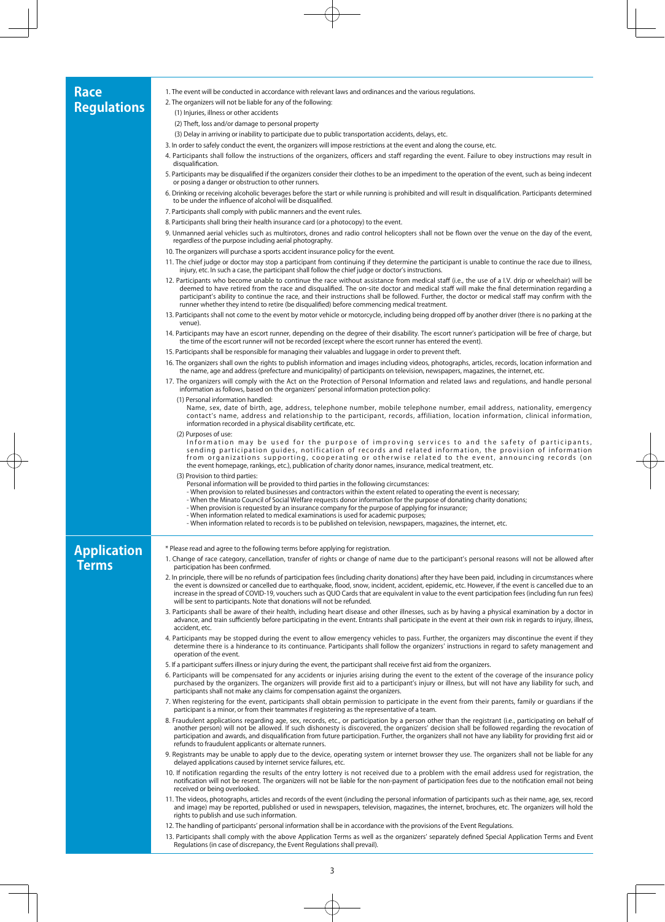## Race Regulations

1. The event will be conducted in accordance with relevant laws and ordinances and the various regulations.
2. The organizers will not be liable for any of the following:
   (1) Injuries, illness or other accidents
   (2) Theft, loss and/or damage to personal property
   (3) Delay in arriving or inability to participate due to public transportation accidents, delays, etc.
3. In order to safely conduct the event, the organizers will impose restrictions at the event and along the course, etc.
4. Participants shall follow the instructions of the organizers, officers and staff regarding the event. Failure to obey instructions may result in disqualification.
5. Participants may be disqualified if the organizers consider their clothes to be an impediment to the operation of the event, such as being indecent or posing a danger or obstruction to other runners.
6. Drinking or receiving alcoholic beverages before the start or while running is prohibited and will result in disqualification. Participants determined to be under the influence of alcohol will be disqualified.
7. Participants shall comply with public manners and the event rules.
8. Participants shall bring their health insurance card (or a photocopy) to the event.
9. Unmanned aerial vehicles such as multirotors, drones and radio control helicopters shall not be flown over the venue on the day of the event, regardless of the purpose including aerial photography.
10. The organizers will purchase a sports accident insurance policy for the event.
11. The chief judge or doctor may stop a participant from continuing if they determine the participant is unable to continue the race due to illness, injury, etc. In such a case, the participant shall follow the chief judge or doctor's instructions.
12. Participants who become unable to continue the race without assistance from medical staff (i.e., the use of a I.V. drip or wheelchair) will be deemed to have retired from the race and disqualified. The on-site doctor and medical staff will make the final determination regarding a participant's ability to continue the race, and their instructions shall be followed. Further, the doctor or medical staff may confirm with the runner whether they intend to retire (be disqualified) before commencing medical treatment.
13. Participants shall not come to the event by motor vehicle or motorcycle, including being dropped off by another driver (there is no parking at the venue).
14. Participants may have an escort runner, depending on the degree of their disability. The escort runner's participation will be free of charge, but the time of the escort runner will not be recorded (except where the escort runner has entered the event).
15. Participants shall be responsible for managing their valuables and luggage in order to prevent theft.
16. The organizers shall own the rights to publish information and images including videos, photographs, articles, records, location information and the name, age and address (prefecture and municipality) of participants on television, newspapers, magazines, the internet, etc.
17. The organizers will comply with the Act on the Protection of Personal Information and related laws and regulations, and handle personal information as follows, based on the organizers' personal information protection policy:
   (1) Personal information handled:
   Name, sex, date of birth, age, address, telephone number, mobile telephone number, email address, nationality, emergency contact's name, address and relationship to the participant, records, affiliation, location information, clinical information, information recorded in a physical disability certificate, etc.
   (2) Purposes of use:
   Information may be used for the purpose of improving services to and the safety of participants, sending participation guides, notification of records and related information, the provision of information from organizations supporting, cooperating or otherwise related to the event, announcing records (on the event homepage, rankings, etc.), publication of charity donor names, insurance, medical treatment, etc.
   (3) Provision to third parties:
   Personal information will be provided to third parties in the following circumstances:
   - When provision to related businesses and contractors within the extent related to operating the event is necessary;
   - When the Minato Council of Social Welfare requests donor information for the purpose of donating charity donations;
   - When provision is requested by an insurance company for the purpose of applying for insurance;
   - When information related to medical examinations is used for academic purposes;
   - When information related to records is to be published on television, newspapers, magazines, the internet, etc.

## Application Terms

* Please read and agree to the following terms before applying for registration.

1. Change of race category, cancellation, transfer of rights or change of name due to the participant's personal reasons will not be allowed after participation has been confirmed.
2. In principle, there will be no refunds of participation fees (including charity donations) after they have been paid, including in circumstances where the event is downsized or cancelled due to earthquake, flood, snow, incident, accident, epidemic, etc. However, if the event is cancelled due to an increase in the spread of COVID-19, vouchers such as QUO Cards that are equivalent in value to the event participation fees (including fun run fees) will be sent to participants. Note that donations will not be refunded.
3. Participants shall be aware of their health, including heart disease and other illnesses, such as by having a physical examination by a doctor in advance, and train sufficiently before participating in the event. Entrants shall participate in the event at their own risk in regards to injury, illness, accident, etc.
4. Participants may be stopped during the event to allow emergency vehicles to pass. Further, the organizers may discontinue the event if they determine there is a hinderance to its continuance. Participants shall follow the organizers' instructions in regard to safety management and operation of the event.
5. If a participant suffers illness or injury during the event, the participant shall receive first aid from the organizers.
6. Participants will be compensated for any accidents or injuries arising during the event to the extent of the coverage of the insurance policy purchased by the organizers. The organizers will provide first aid to a participant's injury or illness, but will not have any liability for such, and participants shall not make any claims for compensation against the organizers.
7. When registering for the event, participants shall obtain permission to participate in the event from their parents, family or guardians if the participant is a minor, or from their teammates if registering as the representative of a team.
8. Fraudulent applications regarding age, sex, records, etc., or participation by a person other than the registrant (i.e., participating on behalf of another person) will not be allowed. If such dishonesty is discovered, the organizers' decision shall be followed regarding the revocation of participation and awards, and disqualification from future participation. Further, the organizers shall not have any liability for providing first aid or refunds to fraudulent applicants or alternate runners.
9. Registrants may be unable to apply due to the device, operating system or internet browser they use. The organizers shall not be liable for any delayed applications caused by internet service failures, etc.
10. If notification regarding the results of the entry lottery is not received due to a problem with the email address used for registration, the notification will not be resent. The organizers will not be liable for the non-payment of participation fees due to the notification email not being received or being overlooked.
11. The videos, photographs, articles and records of the event (including the personal information of participants such as their name, age, sex, record and image) may be reported, published or used in newspapers, television, magazines, the internet, brochures, etc. The organizers will hold the rights to publish and use such information.
12. The handling of participants' personal information shall be in accordance with the provisions of the Event Regulations.
13. Participants shall comply with the above Application Terms as well as the organizers' separately defined Special Application Terms and Event Regulations (in case of discrepancy, the Event Regulations shall prevail).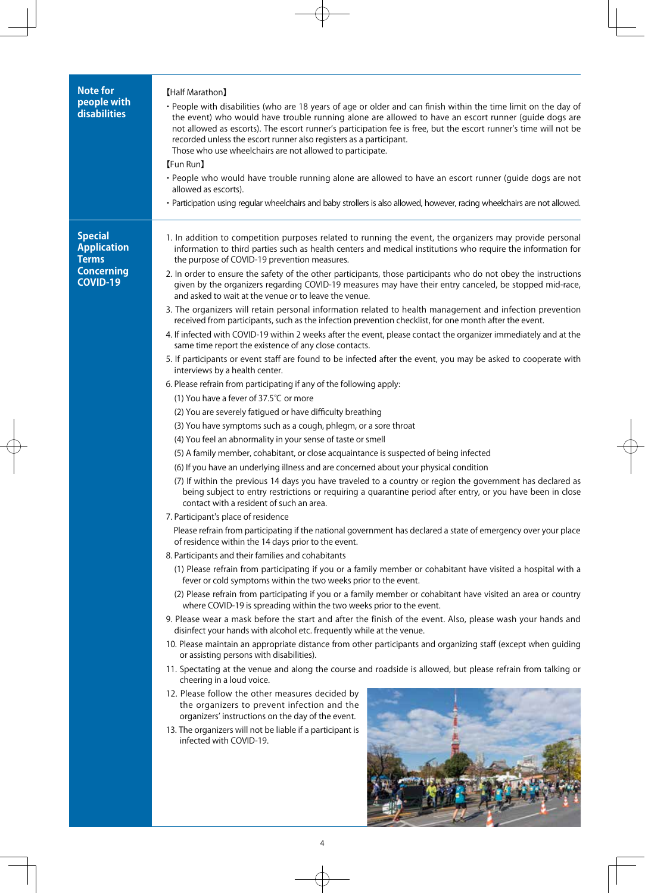## Note for people with disabilities

【Half Marathon】

- People with disabilities (who are 18 years of age or older and can finish within the time limit on the day of the event) who would have trouble running alone are allowed to have an escort runner (guide dogs are not allowed as escorts). The escort runner's participation fee is free, but the escort runner's time will not be recorded unless the escort runner also registers as a participant.
  Those who use wheelchairs are not allowed to participate.

【Fun Run】

- People who would have trouble running alone are allowed to have an escort runner (guide dogs are not allowed as escorts).
- Participation using regular wheelchairs and baby strollers is also allowed, however, racing wheelchairs are not allowed.

## Special Application Terms Concerning COVID-19

1. In addition to competition purposes related to running the event, the organizers may provide personal information to third parties such as health centers and medical institutions who require the information for the purpose of COVID-19 prevention measures.
2. In order to ensure the safety of the other participants, those participants who do not obey the instructions given by the organizers regarding COVID-19 measures may have their entry canceled, be stopped mid-race, and asked to wait at the venue or to leave the venue.
3. The organizers will retain personal information related to health management and infection prevention received from participants, such as the infection prevention checklist, for one month after the event.
4. If infected with COVID-19 within 2 weeks after the event, please contact the organizer immediately and at the same time report the existence of any close contacts.
5. If participants or event staff are found to be infected after the event, you may be asked to cooperate with interviews by a health center.
6. Please refrain from participating if any of the following apply:
   (1) You have a fever of 37.5℃ or more
   (2) You are severely fatigued or have difficulty breathing
   (3) You have symptoms such as a cough, phlegm, or a sore throat
   (4) You feel an abnormality in your sense of taste or smell
   (5) A family member, cohabitant, or close acquaintance is suspected of being infected
   (6) If you have an underlying illness and are concerned about your physical condition
   (7) If within the previous 14 days you have traveled to a country or region the government has declared as being subject to entry restrictions or requiring a quarantine period after entry, or you have been in close contact with a resident of such an area.
7. Participant's place of residence
   Please refrain from participating if the national government has declared a state of emergency over your place of residence within the 14 days prior to the event.
8. Participants and their families and cohabitants
   (1) Please refrain from participating if you or a family member or cohabitant have visited a hospital with a fever or cold symptoms within the two weeks prior to the event.
   (2) Please refrain from participating if you or a family member or cohabitant have visited an area or country where COVID-19 is spreading within the two weeks prior to the event.
9. Please wear a mask before the start and after the finish of the event. Also, please wash your hands and disinfect your hands with alcohol etc. frequently while at the venue.
10. Please maintain an appropriate distance from other participants and organizing staff (except when guiding or assisting persons with disabilities).
11. Spectating at the venue and along the course and roadside is allowed, but please refrain from talking or cheering in a loud voice.
12. Please follow the other measures decided by the organizers to prevent infection and the organizers' instructions on the day of the event.
13. The organizers will not be liable if a participant is infected with COVID-19.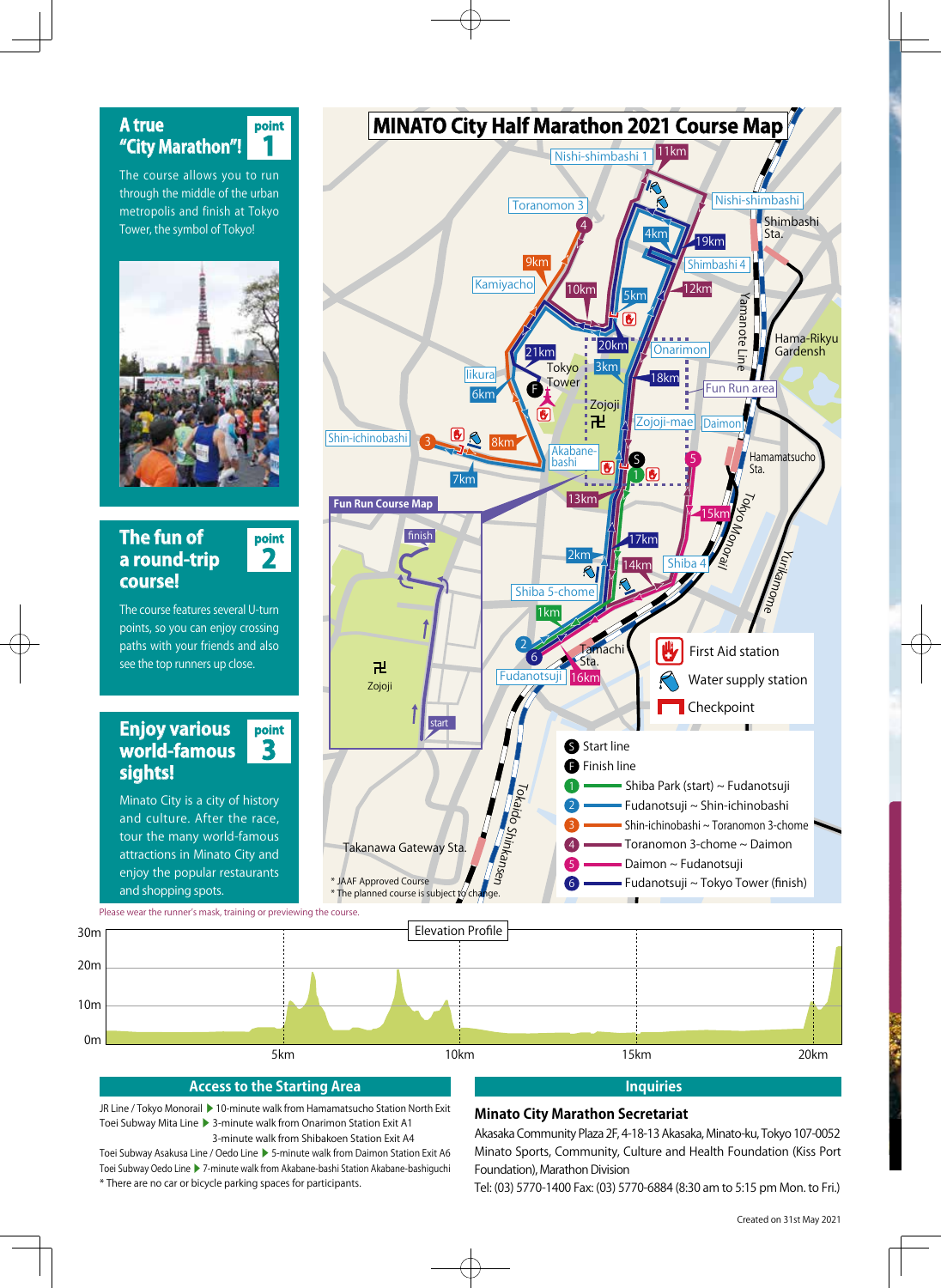## A true "City Marathon"! (point 1)

The course allows you to run through the middle of the urban metropolis and finish at Tokyo Tower, the symbol of Tokyo!

## The fun of a round-trip course! (point 2)

The course features several U-turn points, so you can enjoy crossing paths with your friends and also see the top runners up close.

## Enjoy various world-famous sights! (point 3)

Minato City is a city of history and culture. After the race, tour the many world-famous attractions in Minato City and enjoy the popular restaurants and shopping spots.

# MINATO City Half Marathon 2021 Course Map

Nishi-shimbashi 1
11km
Toranomon 3
Nishi-shimbashi
Shimbashi Sta.
4km
19km
9km
Shimbashi 4
Kamiyacho
10km
5km
12km
Yamanote Line
Hama-Rikyu Gardensh
20km
Onarimon
21km
Tokyo Tower
3km
18km
Fun Run area
Iikura
6km
Zojoji
Zojoji-mae
Daimon
Shin-ichinobashi
8km
Akabane-bashi
Hamamatsucho Sta.
7km
Tokyo Monorail
Fun Run Course Map
finish
13km
15km
17km
2km
14km
Shiba 4
Yurikamome
Shiba 5-chome
1km
Zojoji
Tamachi Sta.
Fudanotsuji
16km
start
Tokaido Shinkansen
Takanawa Gateway Sta.

First Aid station
Water supply station
Checkpoint

S Start line
F Finish line
1 Shiba Park (start) ~ Fudanotsuji
2 Fudanotsuji ~ Shin-ichinobashi
3 Shin-ichinobashi ~ Toranomon 3-chome
4 Toranomon 3-chome ~ Daimon
5 Daimon ~ Fudanotsuji
6 Fudanotsuji ~ Tokyo Tower (finish)

\* JAAF Approved Course
\* The planned course is subject to change.

Please wear the runner's mask, training or previewing the course.

Elevation Profile
30m
20m
10m
0m
5km
10km
15km
20km

## Access to the Starting Area

JR Line / Tokyo Monorail ▶ 10-minute walk from Hamamatsucho Station North Exit
Toei Subway Mita Line ▶ 3-minute walk from Onarimon Station Exit A1
3-minute walk from Shibakoen Station Exit A4
Toei Subway Asakusa Line / Oedo Line ▶ 5-minute walk from Daimon Station Exit A6
Toei Subway Oedo Line ▶ 7-minute walk from Akabane-bashi Station Akabane-bashiguchi
\* There are no car or bicycle parking spaces for participants.

## Inquiries

**Minato City Marathon Secretariat**

Akasaka Community Plaza 2F, 4-18-13 Akasaka, Minato-ku, Tokyo 107-0052
Minato Sports, Community, Culture and Health Foundation (Kiss Port Foundation), Marathon Division
Tel: (03) 5770-1400 Fax: (03) 5770-6884 (8:30 am to 5:15 pm Mon. to Fri.)

Created on 31st May 2021